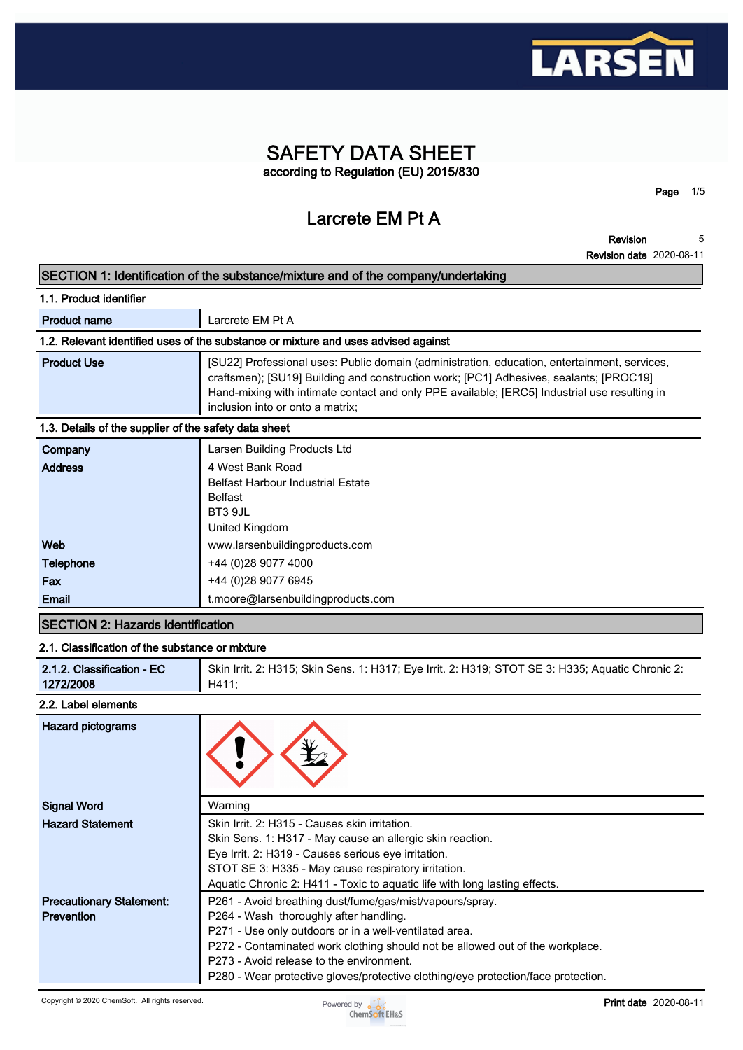# SAFETY DATA SHEET

according to Regulation (EU) 2015/830

## Larcrete EM Pt A

**Revision** 5
**Revision date** 2020-08-11

## SECTION 1: Identification of the substance/mixture and of the company/undertaking

### 1.1. Product identifier

| | |
|---|---|
| **Product name** | Larcrete EM Pt A |

### 1.2. Relevant identified uses of the substance or mixture and uses advised against

| | |
|---|---|
| **Product Use** | [SU22] Professional uses: Public domain (administration, education, entertainment, services, craftsmen); [SU19] Building and construction work; [PC1] Adhesives, sealants; [PROC19] Hand-mixing with intimate contact and only PPE available; [ERC5] Industrial use resulting in inclusion into or onto a matrix; |

### 1.3. Details of the supplier of the safety data sheet

| | |
|---|---|
| **Company** | Larsen Building Products Ltd |
| **Address** | 4 West Bank Road<br>Belfast Harbour Industrial Estate<br>Belfast<br>BT3 9JL<br>United Kingdom |
| **Web** | www.larsenbuildingproducts.com |
| **Telephone** | +44 (0)28 9077 4000 |
| **Fax** | +44 (0)28 9077 6945 |
| **Email** | t.moore@larsenbuildingproducts.com |

## SECTION 2: Hazards identification

### 2.1. Classification of the substance or mixture

| | |
|---|---|
| **2.1.2. Classification - EC 1272/2008** | Skin Irrit. 2: H315; Skin Sens. 1: H317; Eye Irrit. 2: H319; STOT SE 3: H335; Aquatic Chronic 2: H411; |

### 2.2. Label elements

| | |
|---|---|
| **Hazard pictograms** | |
| **Signal Word** | Warning |
| **Hazard Statement** | Skin Irrit. 2: H315 - Causes skin irritation.<br>Skin Sens. 1: H317 - May cause an allergic skin reaction.<br>Eye Irrit. 2: H319 - Causes serious eye irritation.<br>STOT SE 3: H335 - May cause respiratory irritation.<br>Aquatic Chronic 2: H411 - Toxic to aquatic life with long lasting effects. |
| **Precautionary Statement: Prevention** | P261 - Avoid breathing dust/fume/gas/mist/vapours/spray.<br>P264 - Wash thoroughly after handling.<br>P271 - Use only outdoors or in a well-ventilated area.<br>P272 - Contaminated work clothing should not be allowed out of the workplace.<br>P273 - Avoid release to the environment.<br>P280 - Wear protective gloves/protective clothing/eye protection/face protection. |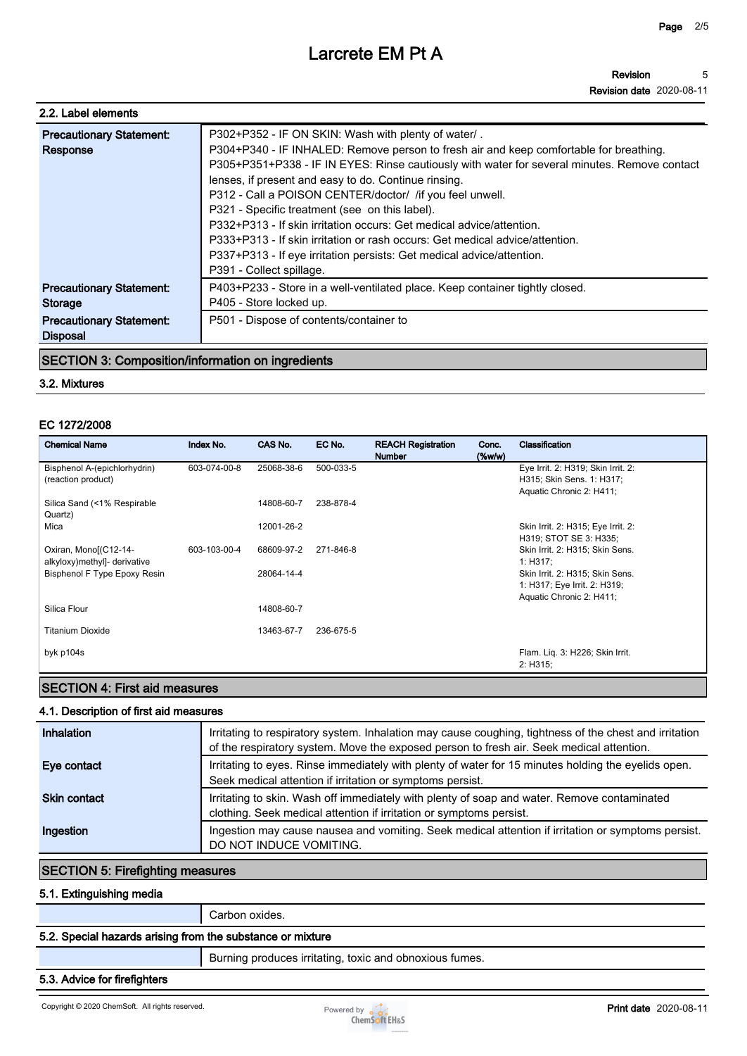### 2.2. Label elements

| | |
|---|---|
| **Precautionary Statement: Response** | P302+P352 - IF ON SKIN: Wash with plenty of water/ .<br>P304+P340 - IF INHALED: Remove person to fresh air and keep comfortable for breathing.<br>P305+P351+P338 - IF IN EYES: Rinse cautiously with water for several minutes. Remove contact lenses, if present and easy to do. Continue rinsing.<br>P312 - Call a POISON CENTER/doctor/ /if you feel unwell.<br>P321 - Specific treatment (see on this label).<br>P332+P313 - If skin irritation occurs: Get medical advice/attention.<br>P333+P313 - If skin irritation or rash occurs: Get medical advice/attention.<br>P337+P313 - If eye irritation persists: Get medical advice/attention.<br>P391 - Collect spillage. |
| **Precautionary Statement: Storage** | P403+P233 - Store in a well-ventilated place. Keep container tightly closed.<br>P405 - Store locked up. |
| **Precautionary Statement: Disposal** | P501 - Dispose of contents/container to |

## SECTION 3: Composition/information on ingredients

### 3.2. Mixtures

#### EC 1272/2008

| Chemical Name | Index No. | CAS No. | EC No. | REACH Registration Number | Conc. (%w/w) | Classification |
|---|---|---|---|---|---|---|
| Bisphenol A-(epichlorhydrin) (reaction product) | 603-074-00-8 | 25068-38-6 | 500-033-5 | | | Eye Irrit. 2: H319; Skin Irrit. 2: H315; Skin Sens. 1: H317; Aquatic Chronic 2: H411; |
| Silica Sand (<1% Respirable Quartz) | | 14808-60-7 | 238-878-4 | | | |
| Mica | | 12001-26-2 | | | | Skin Irrit. 2: H315; Eye Irrit. 2: H319; STOT SE 3: H335; |
| Oxiran, Mono[(C12-14-alkyloxy)methyl]- derivative | 603-103-00-4 | 68609-97-2 | 271-846-8 | | | Skin Irrit. 2: H315; Skin Sens. 1: H317; |
| Bisphenol F Type Epoxy Resin | | 28064-14-4 | | | | Skin Irrit. 2: H315; Skin Sens. 1: H317; Eye Irrit. 2: H319; Aquatic Chronic 2: H411; |
| Silica Flour | | 14808-60-7 | | | | |
| Titanium Dioxide | | 13463-67-7 | 236-675-5 | | | |
| byk p104s | | | | | | Flam. Liq. 3: H226; Skin Irrit. 2: H315; |

## SECTION 4: First aid measures

### 4.1. Description of first aid measures

| | |
|---|---|
| **Inhalation** | Irritating to respiratory system. Inhalation may cause coughing, tightness of the chest and irritation of the respiratory system. Move the exposed person to fresh air. Seek medical attention. |
| **Eye contact** | Irritating to eyes. Rinse immediately with plenty of water for 15 minutes holding the eyelids open. Seek medical attention if irritation or symptoms persist. |
| **Skin contact** | Irritating to skin. Wash off immediately with plenty of soap and water. Remove contaminated clothing. Seek medical attention if irritation or symptoms persist. |
| **Ingestion** | Ingestion may cause nausea and vomiting. Seek medical attention if irritation or symptoms persist. DO NOT INDUCE VOMITING. |

## SECTION 5: Firefighting measures

### 5.1. Extinguishing media

Carbon oxides.

### 5.2. Special hazards arising from the substance or mixture

Burning produces irritating, toxic and obnoxious fumes.

### 5.3. Advice for firefighters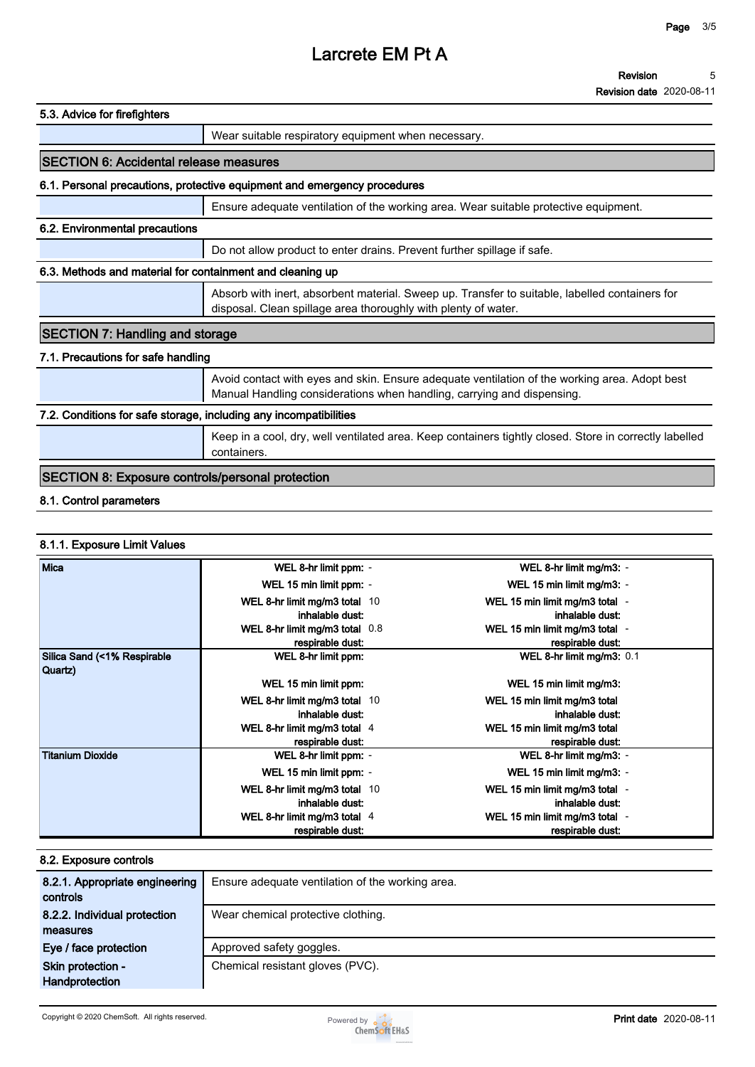## 5.3. Advice for firefighters

| | |
|---|---|
| | Wear suitable respiratory equipment when necessary. |

## SECTION 6: Accidental release measures

### 6.1. Personal precautions, protective equipment and emergency procedures

| | |
|---|---|
| | Ensure adequate ventilation of the working area. Wear suitable protective equipment. |

### 6.2. Environmental precautions

| | |
|---|---|
| | Do not allow product to enter drains. Prevent further spillage if safe. |

### 6.3. Methods and material for containment and cleaning up

| | |
|---|---|
| | Absorb with inert, absorbent material. Sweep up. Transfer to suitable, labelled containers for disposal. Clean spillage area thoroughly with plenty of water. |

## SECTION 7: Handling and storage

### 7.1. Precautions for safe handling

| | |
|---|---|
| | Avoid contact with eyes and skin. Ensure adequate ventilation of the working area. Adopt best Manual Handling considerations when handling, carrying and dispensing. |

### 7.2. Conditions for safe storage, including any incompatibilities

| | |
|---|---|
| | Keep in a cool, dry, well ventilated area. Keep containers tightly closed. Store in correctly labelled containers. |

## SECTION 8: Exposure controls/personal protection

### 8.1. Control parameters

#### 8.1.1. Exposure Limit Values

| Substance | Limit | Value | Limit | Value |
|---|---|---|---|---|
| Mica | WEL 8-hr limit ppm: | - | WEL 8-hr limit mg/m3: | - |
| | WEL 15 min limit ppm: | - | WEL 15 min limit mg/m3: | - |
| | WEL 8-hr limit mg/m3 total inhalable dust: | 10 | WEL 15 min limit mg/m3 total inhalable dust: | - |
| | WEL 8-hr limit mg/m3 total respirable dust: | 0.8 | WEL 15 min limit mg/m3 total respirable dust: | - |
| Silica Sand (<1% Respirable Quartz) | WEL 8-hr limit ppm: | | WEL 8-hr limit mg/m3: | 0.1 |
| | WEL 15 min limit ppm: | | WEL 15 min limit mg/m3: | |
| | WEL 8-hr limit mg/m3 total inhalable dust: | 10 | WEL 15 min limit mg/m3 total inhalable dust: | |
| | WEL 8-hr limit mg/m3 total respirable dust: | 4 | WEL 15 min limit mg/m3 total respirable dust: | |
| Titanium Dioxide | WEL 8-hr limit ppm: | - | WEL 8-hr limit mg/m3: | - |
| | WEL 15 min limit ppm: | - | WEL 15 min limit mg/m3: | - |
| | WEL 8-hr limit mg/m3 total inhalable dust: | 10 | WEL 15 min limit mg/m3 total inhalable dust: | - |
| | WEL 8-hr limit mg/m3 total respirable dust: | 4 | WEL 15 min limit mg/m3 total respirable dust: | - |

### 8.2. Exposure controls

| | |
|---|---|
| 8.2.1. Appropriate engineering controls | Ensure adequate ventilation of the working area. |
| 8.2.2. Individual protection measures | Wear chemical protective clothing. |
| Eye / face protection | Approved safety goggles. |
| Skin protection - Handprotection | Chemical resistant gloves (PVC). |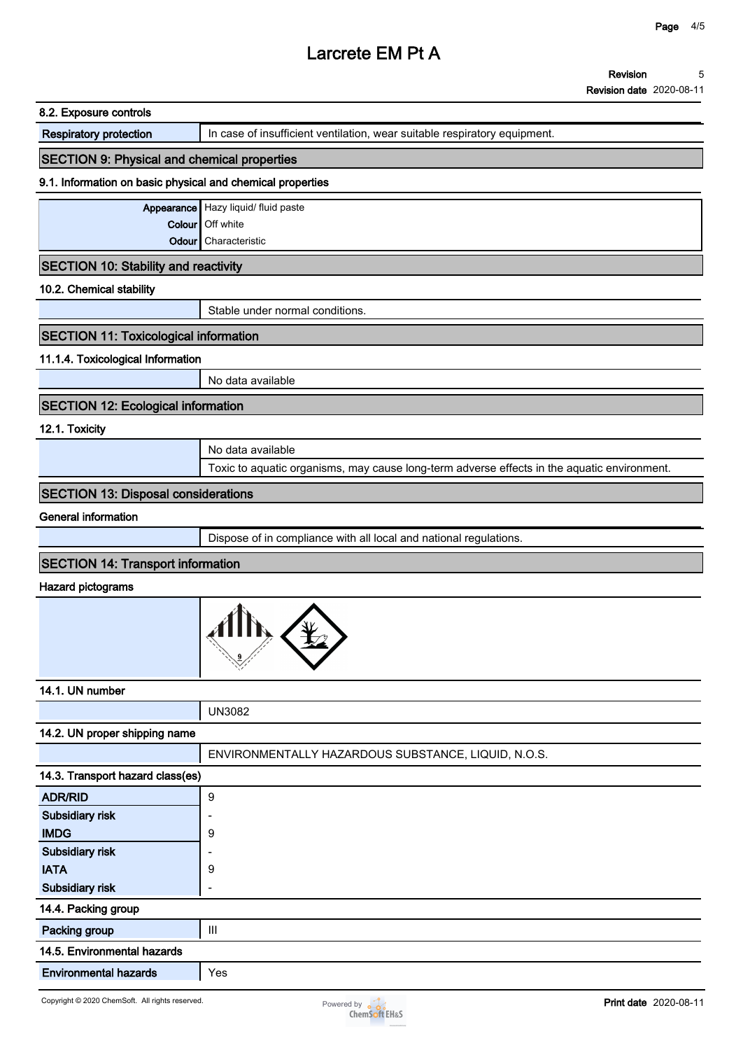# Larcrete EM Pt A

**Revision** 5
**Revision date** 2020-08-11

### 8.2. Exposure controls

| | |
|---|---|
| Respiratory protection | In case of insufficient ventilation, wear suitable respiratory equipment. |

## SECTION 9: Physical and chemical properties

### 9.1. Information on basic physical and chemical properties

| | |
|---|---|
| Appearance | Hazy liquid/ fluid paste |
| Colour | Off white |
| Odour | Characteristic |

## SECTION 10: Stability and reactivity

### 10.2. Chemical stability

Stable under normal conditions.

## SECTION 11: Toxicological information

### 11.1.4. Toxicological Information

No data available

## SECTION 12: Ecological information

### 12.1. Toxicity

No data available

Toxic to aquatic organisms, may cause long-term adverse effects in the aquatic environment.

## SECTION 13: Disposal considerations

### General information

Dispose of in compliance with all local and national regulations.

## SECTION 14: Transport information

### Hazard pictograms

### 14.1. UN number

UN3082

### 14.2. UN proper shipping name

ENVIRONMENTALLY HAZARDOUS SUBSTANCE, LIQUID, N.O.S.

### 14.3. Transport hazard class(es)

| | |
|---|---|
| ADR/RID | 9 |
| Subsidiary risk | - |
| IMDG | 9 |
| Subsidiary risk | - |
| IATA | 9 |
| Subsidiary risk | - |

### 14.4. Packing group

| | |
|---|---|
| Packing group | III |

### 14.5. Environmental hazards

| | |
|---|---|
| Environmental hazards | Yes |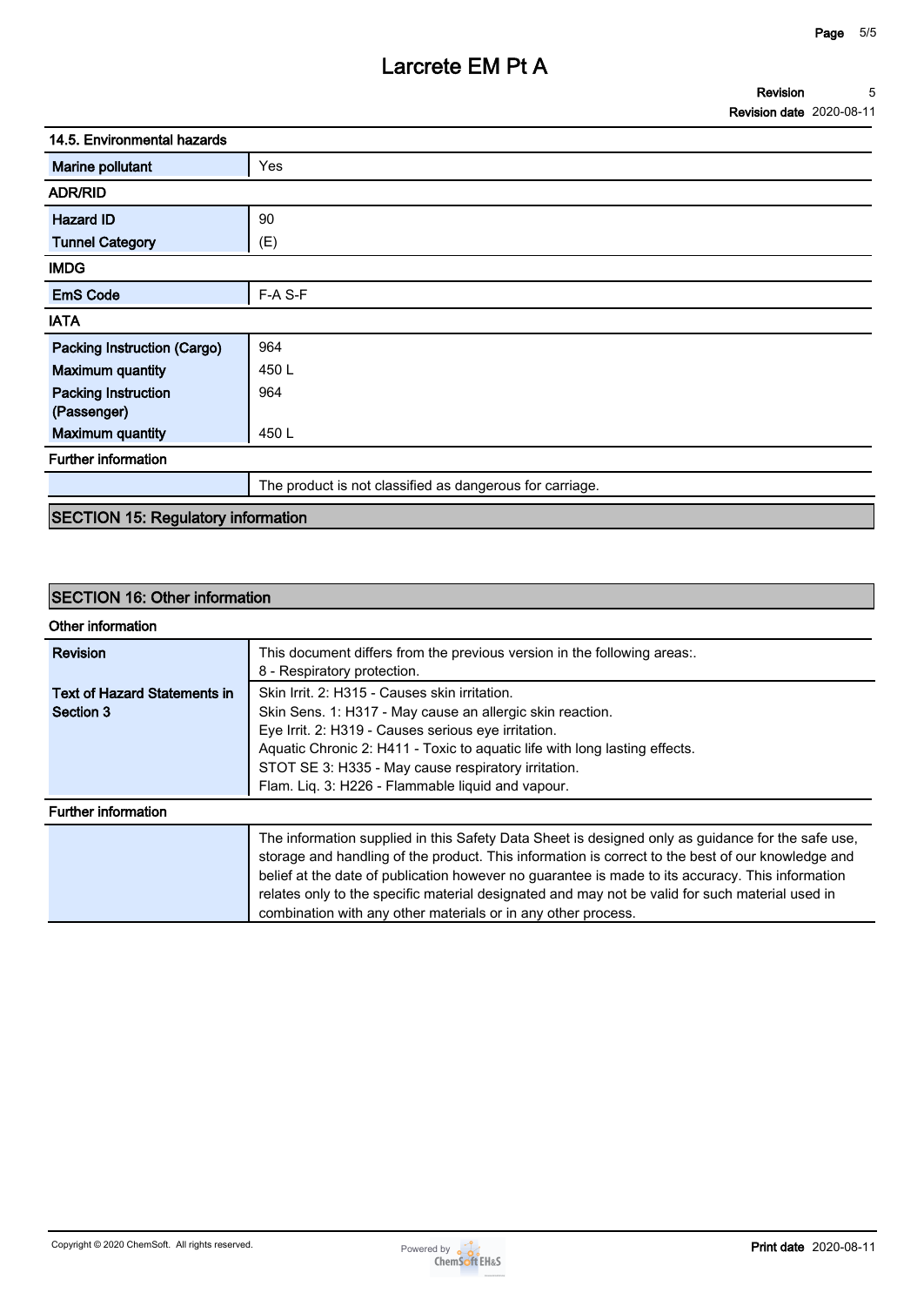### 14.5. Environmental hazards

| | |
|---|---|
| Marine pollutant | Yes |

### ADR/RID

| | |
|---|---|
| Hazard ID | 90 |
| Tunnel Category | (E) |

### IMDG

| | |
|---|---|
| EmS Code | F-A S-F |

### IATA

| | |
|---|---|
| Packing Instruction (Cargo) | 964 |
| Maximum quantity | 450 L |
| Packing Instruction (Passenger) | 964 |
| Maximum quantity | 450 L |

### Further information

| | |
|---|---|
| | The product is not classified as dangerous for carriage. |

## SECTION 15: Regulatory information

## SECTION 16: Other information

### Other information

| | |
|---|---|
| Revision | This document differs from the previous version in the following areas:.<br>8 - Respiratory protection. |
| Text of Hazard Statements in Section 3 | Skin Irrit. 2: H315 - Causes skin irritation.<br>Skin Sens. 1: H317 - May cause an allergic skin reaction.<br>Eye Irrit. 2: H319 - Causes serious eye irritation.<br>Aquatic Chronic 2: H411 - Toxic to aquatic life with long lasting effects.<br>STOT SE 3: H335 - May cause respiratory irritation.<br>Flam. Liq. 3: H226 - Flammable liquid and vapour. |

### Further information

| | |
|---|---|
| | The information supplied in this Safety Data Sheet is designed only as guidance for the safe use, storage and handling of the product. This information is correct to the best of our knowledge and belief at the date of publication however no guarantee is made to its accuracy. This information relates only to the specific material designated and may not be valid for such material used in combination with any other materials or in any other process. |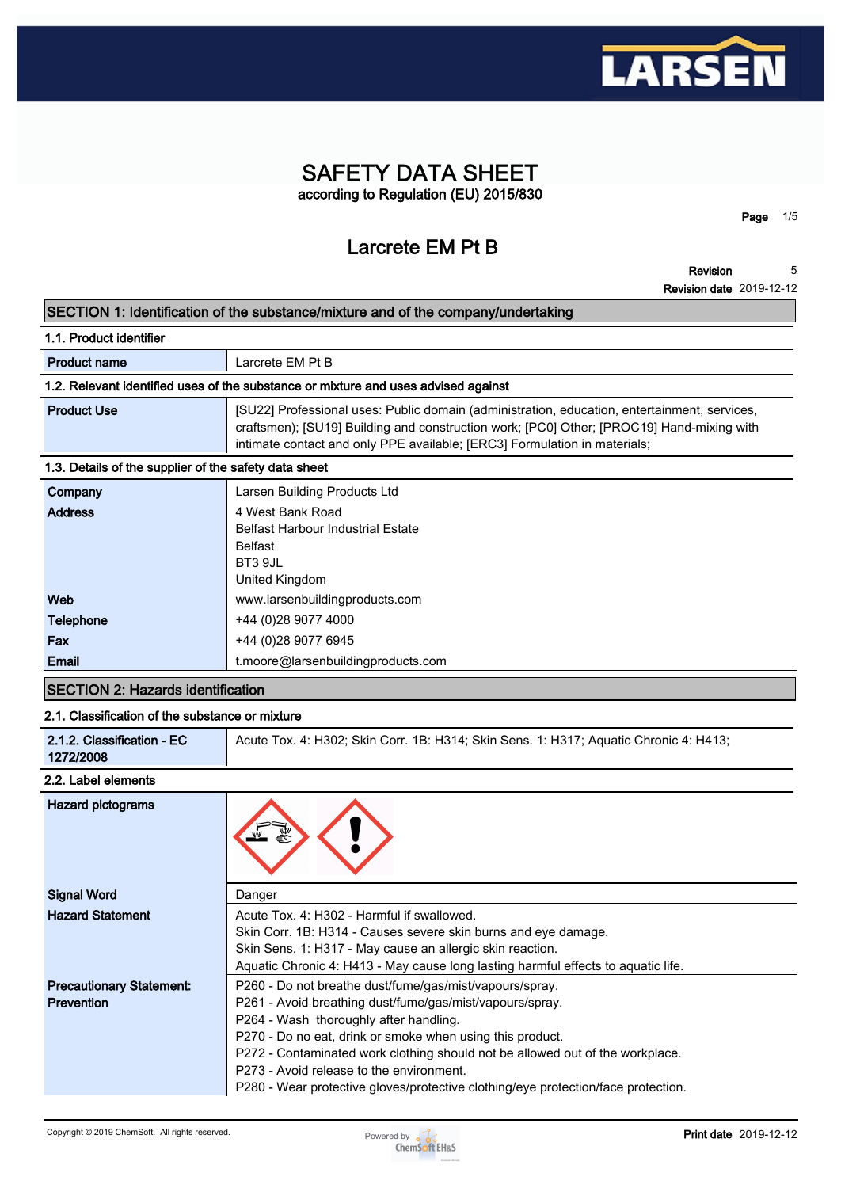# SAFETY DATA SHEET

according to Regulation (EU) 2015/830

## Larcrete EM Pt B

**Revision** 5
**Revision date** 2019-12-12

## SECTION 1: Identification of the substance/mixture and of the company/undertaking

### 1.1. Product identifier

| | |
|---|---|
| **Product name** | Larcrete EM Pt B |

### 1.2. Relevant identified uses of the substance or mixture and uses advised against

| | |
|---|---|
| **Product Use** | [SU22] Professional uses: Public domain (administration, education, entertainment, services, craftsmen); [SU19] Building and construction work; [PC0] Other; [PROC19] Hand-mixing with intimate contact and only PPE available; [ERC3] Formulation in materials; |

### 1.3. Details of the supplier of the safety data sheet

| | |
|---|---|
| **Company** | Larsen Building Products Ltd |
| **Address** | 4 West Bank Road<br>Belfast Harbour Industrial Estate<br>Belfast<br>BT3 9JL<br>United Kingdom |
| **Web** | www.larsenbuildingproducts.com |
| **Telephone** | +44 (0)28 9077 4000 |
| **Fax** | +44 (0)28 9077 6945 |
| **Email** | t.moore@larsenbuildingproducts.com |

## SECTION 2: Hazards identification

### 2.1. Classification of the substance or mixture

| | |
|---|---|
| **2.1.2. Classification - EC 1272/2008** | Acute Tox. 4: H302; Skin Corr. 1B: H314; Skin Sens. 1: H317; Aquatic Chronic 4: H413; |

### 2.2. Label elements

| | |
|---|---|
| **Hazard pictograms** | |
| **Signal Word** | Danger |
| **Hazard Statement** | Acute Tox. 4: H302 - Harmful if swallowed.<br>Skin Corr. 1B: H314 - Causes severe skin burns and eye damage.<br>Skin Sens. 1: H317 - May cause an allergic skin reaction.<br>Aquatic Chronic 4: H413 - May cause long lasting harmful effects to aquatic life. |
| **Precautionary Statement: Prevention** | P260 - Do not breathe dust/fume/gas/mist/vapours/spray.<br>P261 - Avoid breathing dust/fume/gas/mist/vapours/spray.<br>P264 - Wash thoroughly after handling.<br>P270 - Do no eat, drink or smoke when using this product.<br>P272 - Contaminated work clothing should not be allowed out of the workplace.<br>P273 - Avoid release to the environment.<br>P280 - Wear protective gloves/protective clothing/eye protection/face protection. |

Copyright © 2019 ChemSoft. All rights reserved.

**Print date** 2019-12-12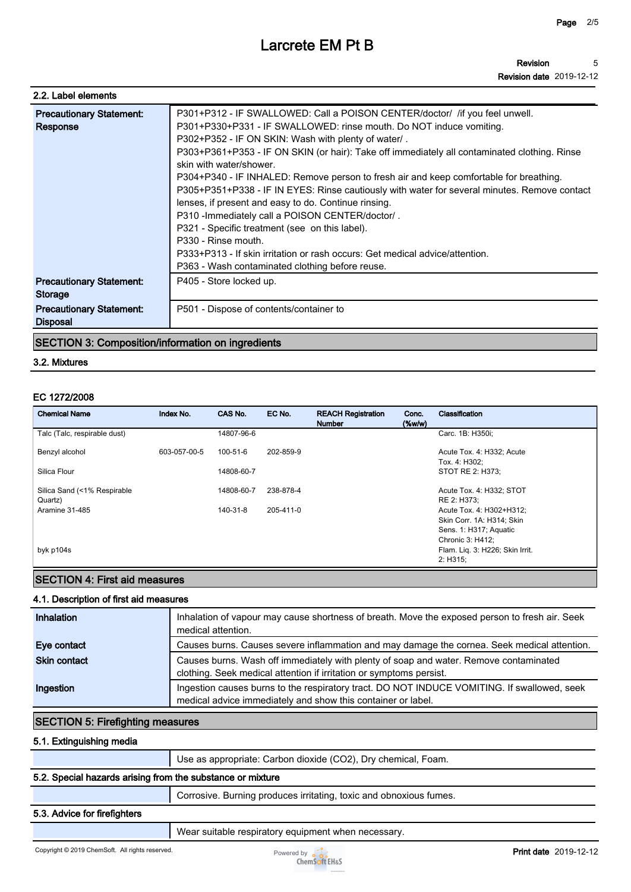### 2.2. Label elements

| | |
|---|---|
| **Precautionary Statement: Response** | P301+P312 - IF SWALLOWED: Call a POISON CENTER/doctor/ /if you feel unwell.<br>P301+P330+P331 - IF SWALLOWED: rinse mouth. Do NOT induce vomiting.<br>P302+P352 - IF ON SKIN: Wash with plenty of water/ .<br>P303+P361+P353 - IF ON SKIN (or hair): Take off immediately all contaminated clothing. Rinse skin with water/shower.<br>P304+P340 - IF INHALED: Remove person to fresh air and keep comfortable for breathing.<br>P305+P351+P338 - IF IN EYES: Rinse cautiously with water for several minutes. Remove contact lenses, if present and easy to do. Continue rinsing.<br>P310 -Immediately call a POISON CENTER/doctor/ .<br>P321 - Specific treatment (see on this label).<br>P330 - Rinse mouth.<br>P333+P313 - If skin irritation or rash occurs: Get medical advice/attention.<br>P363 - Wash contaminated clothing before reuse. |
| **Precautionary Statement: Storage** | P405 - Store locked up. |
| **Precautionary Statement: Disposal** | P501 - Dispose of contents/container to |

## SECTION 3: Composition/information on ingredients

### 3.2. Mixtures

#### EC 1272/2008

| Chemical Name | Index No. | CAS No. | EC No. | REACH Registration Number | Conc. (%w/w) | Classification |
|---|---|---|---|---|---|---|
| Talc (Talc, respirable dust) | | 14807-96-6 | | | | Carc. 1B: H350i; |
| Benzyl alcohol | 603-057-00-5 | 100-51-6 | 202-859-9 | | | Acute Tox. 4: H332; Acute Tox. 4: H302; |
| Silica Flour | | 14808-60-7 | | | | STOT RE 2: H373; |
| Silica Sand (<1% Respirable Quartz) | | 14808-60-7 | 238-878-4 | | | Acute Tox. 4: H332; STOT RE 2: H373; |
| Aramine 31-485 | | 140-31-8 | 205-411-0 | | | Acute Tox. 4: H302+H312; Skin Corr. 1A: H314; Skin Sens. 1: H317; Aquatic Chronic 3: H412; |
| byk p104s | | | | | | Flam. Liq. 3: H226; Skin Irrit. 2: H315; |

## SECTION 4: First aid measures

### 4.1. Description of first aid measures

| | |
|---|---|
| **Inhalation** | Inhalation of vapour may cause shortness of breath. Move the exposed person to fresh air. Seek medical attention. |
| **Eye contact** | Causes burns. Causes severe inflammation and may damage the cornea. Seek medical attention. |
| **Skin contact** | Causes burns. Wash off immediately with plenty of soap and water. Remove contaminated clothing. Seek medical attention if irritation or symptoms persist. |
| **Ingestion** | Ingestion causes burns to the respiratory tract. DO NOT INDUCE VOMITING. If swallowed, seek medical advice immediately and show this container or label. |

## SECTION 5: Firefighting measures

### 5.1. Extinguishing media

Use as appropriate: Carbon dioxide ($CO_2$), Dry chemical, Foam.

### 5.2. Special hazards arising from the substance or mixture

Corrosive. Burning produces irritating, toxic and obnoxious fumes.

### 5.3. Advice for firefighters

Wear suitable respiratory equipment when necessary.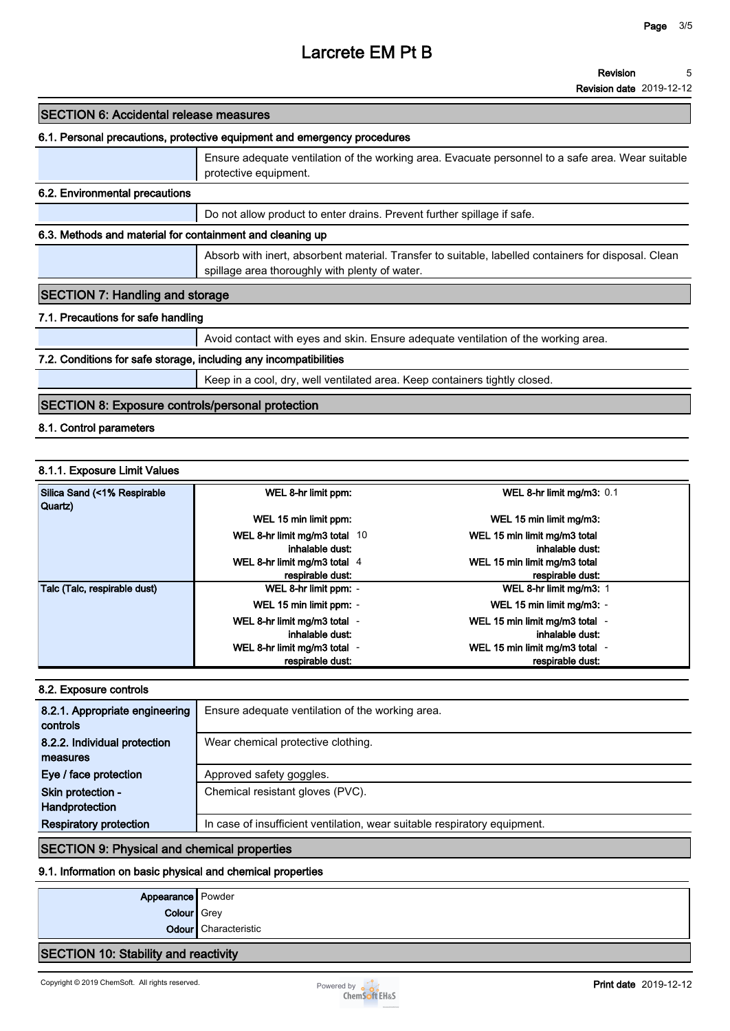# Larcrete EM Pt B

**Revision** 5

**Revision date** 2019-12-12

## SECTION 6: Accidental release measures

### 6.1. Personal precautions, protective equipment and emergency procedures

Ensure adequate ventilation of the working area. Evacuate personnel to a safe area. Wear suitable protective equipment.

### 6.2. Environmental precautions

Do not allow product to enter drains. Prevent further spillage if safe.

### 6.3. Methods and material for containment and cleaning up

Absorb with inert, absorbent material. Transfer to suitable, labelled containers for disposal. Clean spillage area thoroughly with plenty of water.

## SECTION 7: Handling and storage

### 7.1. Precautions for safe handling

Avoid contact with eyes and skin. Ensure adequate ventilation of the working area.

### 7.2. Conditions for safe storage, including any incompatibilities

Keep in a cool, dry, well ventilated area. Keep containers tightly closed.

## SECTION 8: Exposure controls/personal protection

### 8.1. Control parameters

#### 8.1.1. Exposure Limit Values

| Substance | Parameter | Value | Parameter | Value |
|---|---|---|---|---|
| Silica Sand (<1% Respirable Quartz) | WEL 8-hr limit ppm: | | WEL 8-hr limit mg/m3: | 0.1 |
| | WEL 15 min limit ppm: | | WEL 15 min limit mg/m3: | |
| | WEL 8-hr limit mg/m3 total inhalable dust: | 10 | WEL 15 min limit mg/m3 total inhalable dust: | |
| | WEL 8-hr limit mg/m3 total respirable dust: | 4 | WEL 15 min limit mg/m3 total respirable dust: | |
| Talc (Talc, respirable dust) | WEL 8-hr limit ppm: | - | WEL 8-hr limit mg/m3: | 1 |
| | WEL 15 min limit ppm: | - | WEL 15 min limit mg/m3: | - |
| | WEL 8-hr limit mg/m3 total inhalable dust: | - | WEL 15 min limit mg/m3 total inhalable dust: | - |
| | WEL 8-hr limit mg/m3 total respirable dust: | - | WEL 15 min limit mg/m3 total respirable dust: | - |

### 8.2. Exposure controls

| | |
|---|---|
| 8.2.1. Appropriate engineering controls | Ensure adequate ventilation of the working area. |
| 8.2.2. Individual protection measures | Wear chemical protective clothing. |
| Eye / face protection | Approved safety goggles. |
| Skin protection - Handprotection | Chemical resistant gloves (PVC). |
| Respiratory protection | In case of insufficient ventilation, wear suitable respiratory equipment. |

## SECTION 9: Physical and chemical properties

### 9.1. Information on basic physical and chemical properties

| | |
|---|---|
| Appearance | Powder |
| Colour | Grey |
| Odour | Characteristic |

## SECTION 10: Stability and reactivity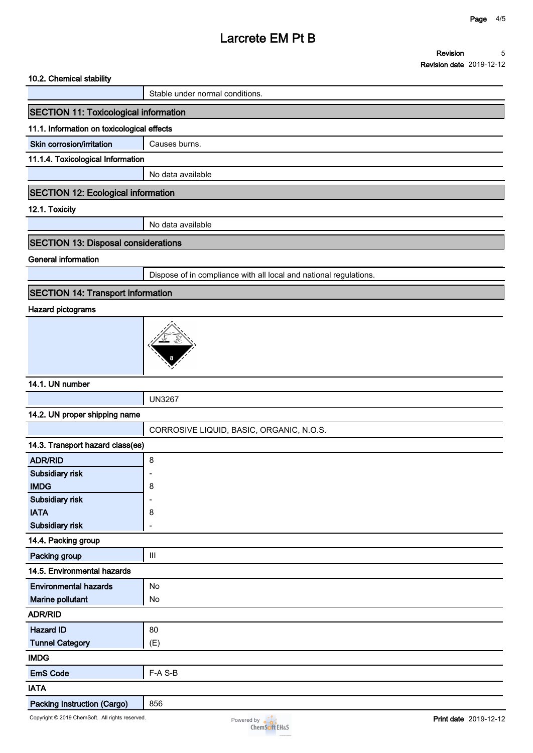### 10.2. Chemical stability

| | |
|---|---|
| | Stable under normal conditions. |

## SECTION 11: Toxicological information

### 11.1. Information on toxicological effects

| | |
|---|---|
| **Skin corrosion/irritation** | Causes burns. |

### 11.1.4. Toxicological Information

| | |
|---|---|
| | No data available |

## SECTION 12: Ecological information

### 12.1. Toxicity

| | |
|---|---|
| | No data available |

## SECTION 13: Disposal considerations

### General information

| | |
|---|---|
| | Dispose of in compliance with all local and national regulations. |

## SECTION 14: Transport information

### Hazard pictograms

### 14.1. UN number

| | |
|---|---|
| | UN3267 |

### 14.2. UN proper shipping name

| | |
|---|---|
| | CORROSIVE LIQUID, BASIC, ORGANIC, N.O.S. |

### 14.3. Transport hazard class(es)

| | |
|---|---|
| **ADR/RID** | 8 |
| **Subsidiary risk** | - |
| **IMDG** | 8 |
| **Subsidiary risk** | - |
| **IATA** | 8 |
| **Subsidiary risk** | - |

### 14.4. Packing group

| | |
|---|---|
| **Packing group** | III |

### 14.5. Environmental hazards

| | |
|---|---|
| **Environmental hazards** | No |
| **Marine pollutant** | No |

### ADR/RID

| | |
|---|---|
| **Hazard ID** | 80 |
| **Tunnel Category** | (E) |

### IMDG

| | |
|---|---|
| **EmS Code** | F-A S-B |

### IATA

| | |
|---|---|
| **Packing Instruction (Cargo)** | 856 |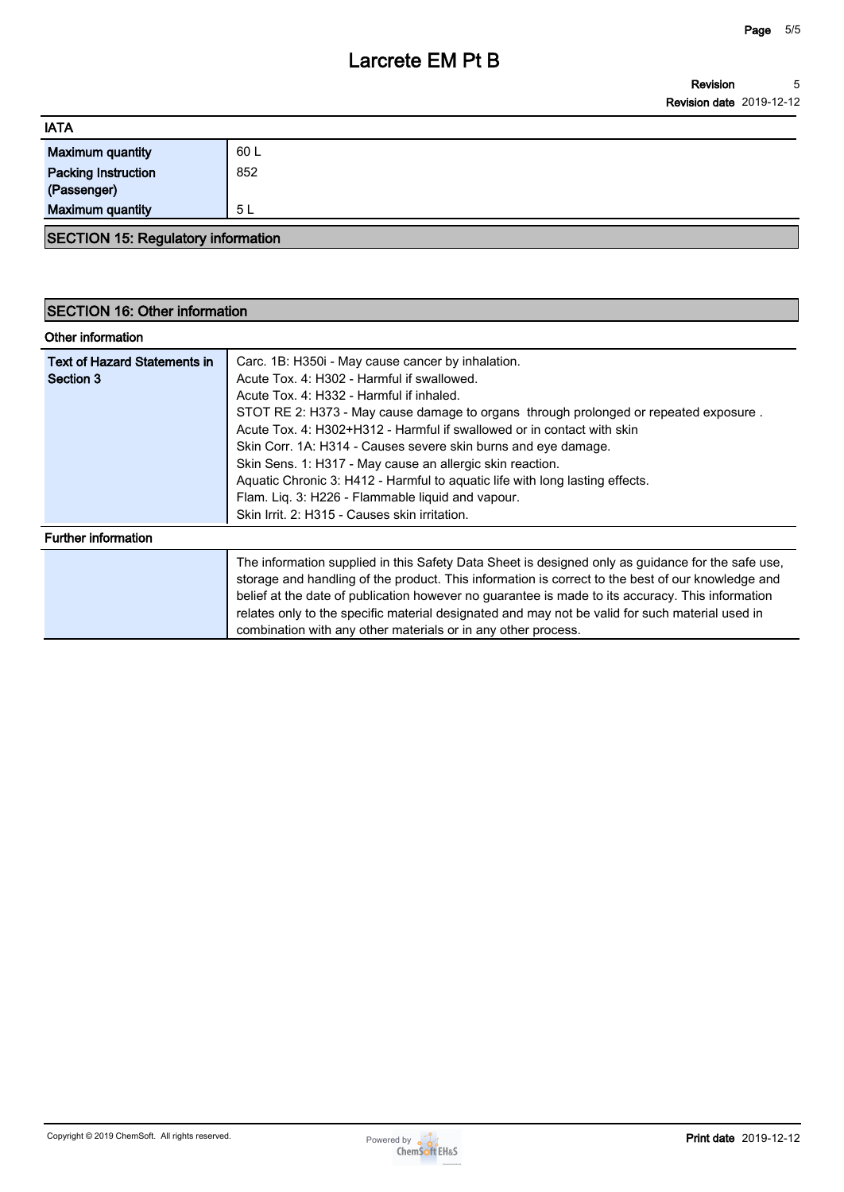### IATA

| | |
|---|---|
| Maximum quantity | 60 L |
| Packing Instruction (Passenger) | 852 |
| Maximum quantity | 5 L |

## SECTION 15: Regulatory information

## SECTION 16: Other information

### Other information

| | |
|---|---|
| Text of Hazard Statements in Section 3 | Carc. 1B: H350i - May cause cancer by inhalation.<br>Acute Tox. 4: H302 - Harmful if swallowed.<br>Acute Tox. 4: H332 - Harmful if inhaled.<br>STOT RE 2: H373 - May cause damage to organs through prolonged or repeated exposure .<br>Acute Tox. 4: H302+H312 - Harmful if swallowed or in contact with skin<br>Skin Corr. 1A: H314 - Causes severe skin burns and eye damage.<br>Skin Sens. 1: H317 - May cause an allergic skin reaction.<br>Aquatic Chronic 3: H412 - Harmful to aquatic life with long lasting effects.<br>Flam. Liq. 3: H226 - Flammable liquid and vapour.<br>Skin Irrit. 2: H315 - Causes skin irritation. |

### Further information

| | |
|---|---|
| | The information supplied in this Safety Data Sheet is designed only as guidance for the safe use, storage and handling of the product. This information is correct to the best of our knowledge and belief at the date of publication however no guarantee is made to its accuracy. This information relates only to the specific material designated and may not be valid for such material used in combination with any other materials or in any other process. |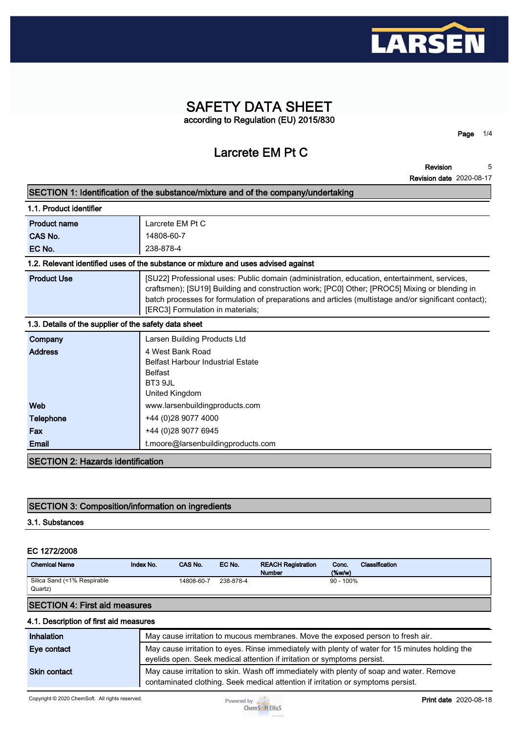# SAFETY DATA SHEET

according to Regulation (EU) 2015/830

## Larcrete EM Pt C

**Revision** 5

**Revision date** 2020-08-17

## SECTION 1: Identification of the substance/mixture and of the company/undertaking

### 1.1. Product identifier

| | |
|---|---|
| **Product name** | Larcrete EM Pt C |
| **CAS No.** | 14808-60-7 |
| **EC No.** | 238-878-4 |

### 1.2. Relevant identified uses of the substance or mixture and uses advised against

| | |
|---|---|
| **Product Use** | [SU22] Professional uses: Public domain (administration, education, entertainment, services, craftsmen); [SU19] Building and construction work; [PC0] Other; [PROC5] Mixing or blending in batch processes for formulation of preparations and articles (multistage and/or significant contact); [ERC3] Formulation in materials; |

### 1.3. Details of the supplier of the safety data sheet

| | |
|---|---|
| **Company** | Larsen Building Products Ltd |
| **Address** | 4 West Bank Road<br>Belfast Harbour Industrial Estate<br>Belfast<br>BT3 9JL<br>United Kingdom |
| **Web** | www.larsenbuildingproducts.com |
| **Telephone** | +44 (0)28 9077 4000 |
| **Fax** | +44 (0)28 9077 6945 |
| **Email** | t.moore@larsenbuildingproducts.com |

## SECTION 2: Hazards identification

## SECTION 3: Composition/information on ingredients

### 3.1. Substances

#### EC 1272/2008

| Chemical Name | Index No. | CAS No. | EC No. | REACH Registration Number | Conc. (%w/w) | Classification |
|---|---|---|---|---|---|---|
| Silica Sand (<1% Respirable Quartz) | | 14808-60-7 | 238-878-4 | | 90 - 100% | |

## SECTION 4: First aid measures

### 4.1. Description of first aid measures

| | |
|---|---|
| **Inhalation** | May cause irritation to mucous membranes. Move the exposed person to fresh air. |
| **Eye contact** | May cause irritation to eyes. Rinse immediately with plenty of water for 15 minutes holding the eyelids open. Seek medical attention if irritation or symptoms persist. |
| **Skin contact** | May cause irritation to skin. Wash off immediately with plenty of soap and water. Remove contaminated clothing. Seek medical attention if irritation or symptoms persist. |

Copyright © 2020 ChemSoft. All rights reserved.

**Print date** 2020-08-18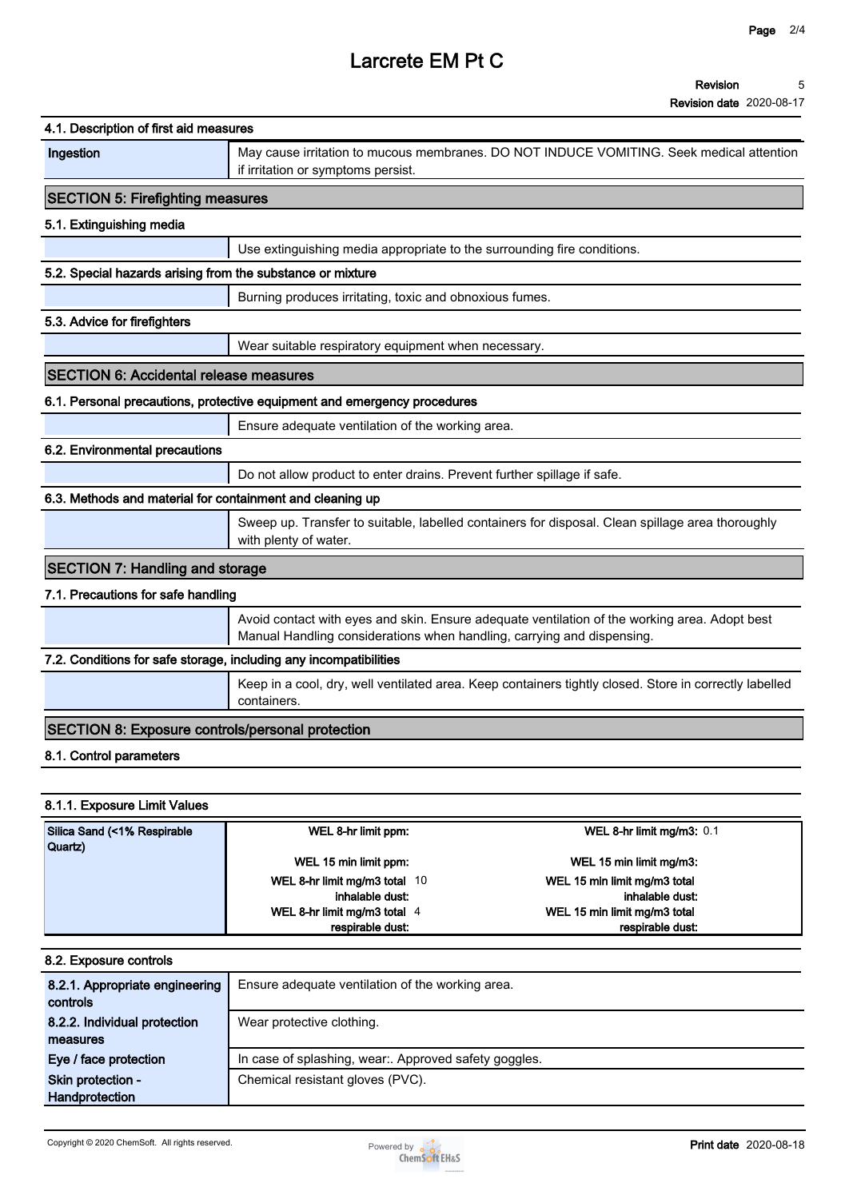### 4.1. Description of first aid measures

| | |
|---|---|
| Ingestion | May cause irritation to mucous membranes. DO NOT INDUCE VOMITING. Seek medical attention if irritation or symptoms persist. |

## SECTION 5: Firefighting measures

### 5.1. Extinguishing media

Use extinguishing media appropriate to the surrounding fire conditions.

### 5.2. Special hazards arising from the substance or mixture

Burning produces irritating, toxic and obnoxious fumes.

### 5.3. Advice for firefighters

Wear suitable respiratory equipment when necessary.

## SECTION 6: Accidental release measures

### 6.1. Personal precautions, protective equipment and emergency procedures

Ensure adequate ventilation of the working area.

### 6.2. Environmental precautions

Do not allow product to enter drains. Prevent further spillage if safe.

### 6.3. Methods and material for containment and cleaning up

Sweep up. Transfer to suitable, labelled containers for disposal. Clean spillage area thoroughly with plenty of water.

## SECTION 7: Handling and storage

### 7.1. Precautions for safe handling

Avoid contact with eyes and skin. Ensure adequate ventilation of the working area. Adopt best Manual Handling considerations when handling, carrying and dispensing.

### 7.2. Conditions for safe storage, including any incompatibilities

Keep in a cool, dry, well ventilated area. Keep containers tightly closed. Store in correctly labelled containers.

## SECTION 8: Exposure controls/personal protection

### 8.1. Control parameters

#### 8.1.1. Exposure Limit Values

| Substance | Limit | Value | Limit | Value |
|---|---|---|---|---|
| Silica Sand (<1% Respirable Quartz) | WEL 8-hr limit ppm: | | WEL 8-hr limit mg/m3: | 0.1 |
| | WEL 15 min limit ppm: | | WEL 15 min limit mg/m3: | |
| | WEL 8-hr limit mg/m3 total inhalable dust: | 10 | WEL 15 min limit mg/m3 total inhalable dust: | |
| | WEL 8-hr limit mg/m3 total respirable dust: | 4 | WEL 15 min limit mg/m3 total respirable dust: | |

### 8.2. Exposure controls

| | |
|---|---|
| 8.2.1. Appropriate engineering controls | Ensure adequate ventilation of the working area. |
| 8.2.2. Individual protection measures | Wear protective clothing. |
| Eye / face protection | In case of splashing, wear:. Approved safety goggles. |
| Skin protection - Handprotection | Chemical resistant gloves (PVC). |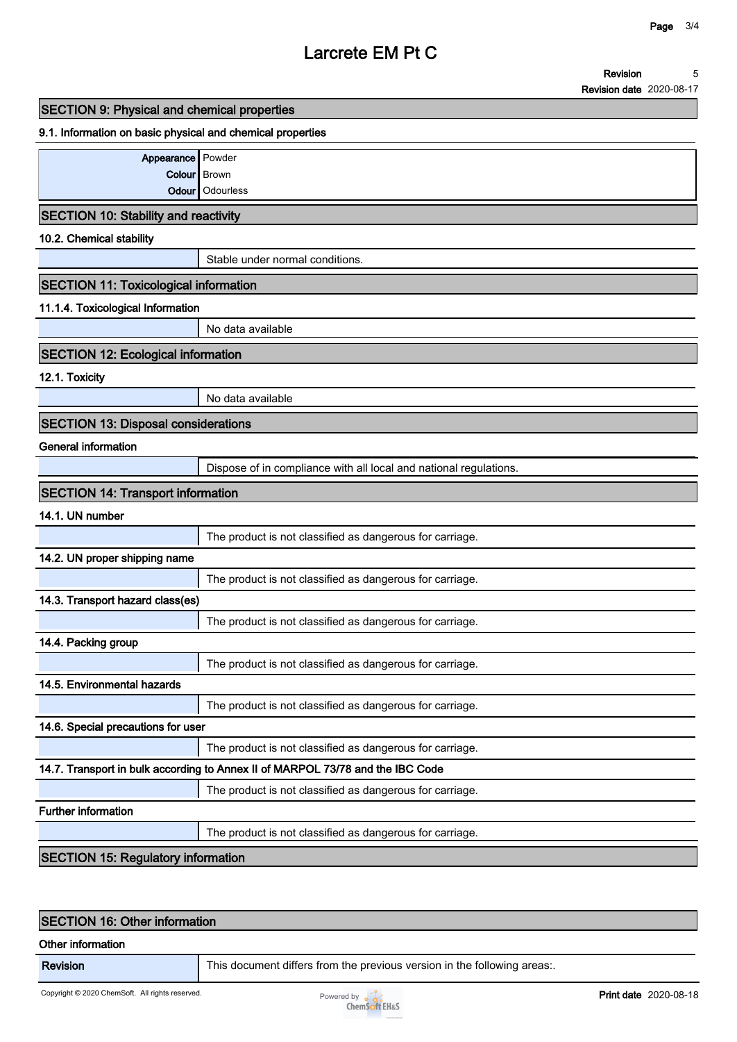## SECTION 9: Physical and chemical properties

### 9.1. Information on basic physical and chemical properties

| | |
|---|---|
| **Appearance** | Powder |
| **Colour** | Brown |
| **Odour** | Odourless |

## SECTION 10: Stability and reactivity

### 10.2. Chemical stability

Stable under normal conditions.

## SECTION 11: Toxicological information

### 11.1.4. Toxicological Information

No data available

## SECTION 12: Ecological information

### 12.1. Toxicity

No data available

## SECTION 13: Disposal considerations

### General information

Dispose of in compliance with all local and national regulations.

## SECTION 14: Transport information

### 14.1. UN number

The product is not classified as dangerous for carriage.

### 14.2. UN proper shipping name

The product is not classified as dangerous for carriage.

### 14.3. Transport hazard class(es)

The product is not classified as dangerous for carriage.

### 14.4. Packing group

The product is not classified as dangerous for carriage.

### 14.5. Environmental hazards

The product is not classified as dangerous for carriage.

### 14.6. Special precautions for user

The product is not classified as dangerous for carriage.

### 14.7. Transport in bulk according to Annex II of MARPOL 73/78 and the IBC Code

The product is not classified as dangerous for carriage.

### Further information

The product is not classified as dangerous for carriage.

## SECTION 15: Regulatory information

## SECTION 16: Other information

### Other information

| | |
|---|---|
| **Revision** | This document differs from the previous version in the following areas:. |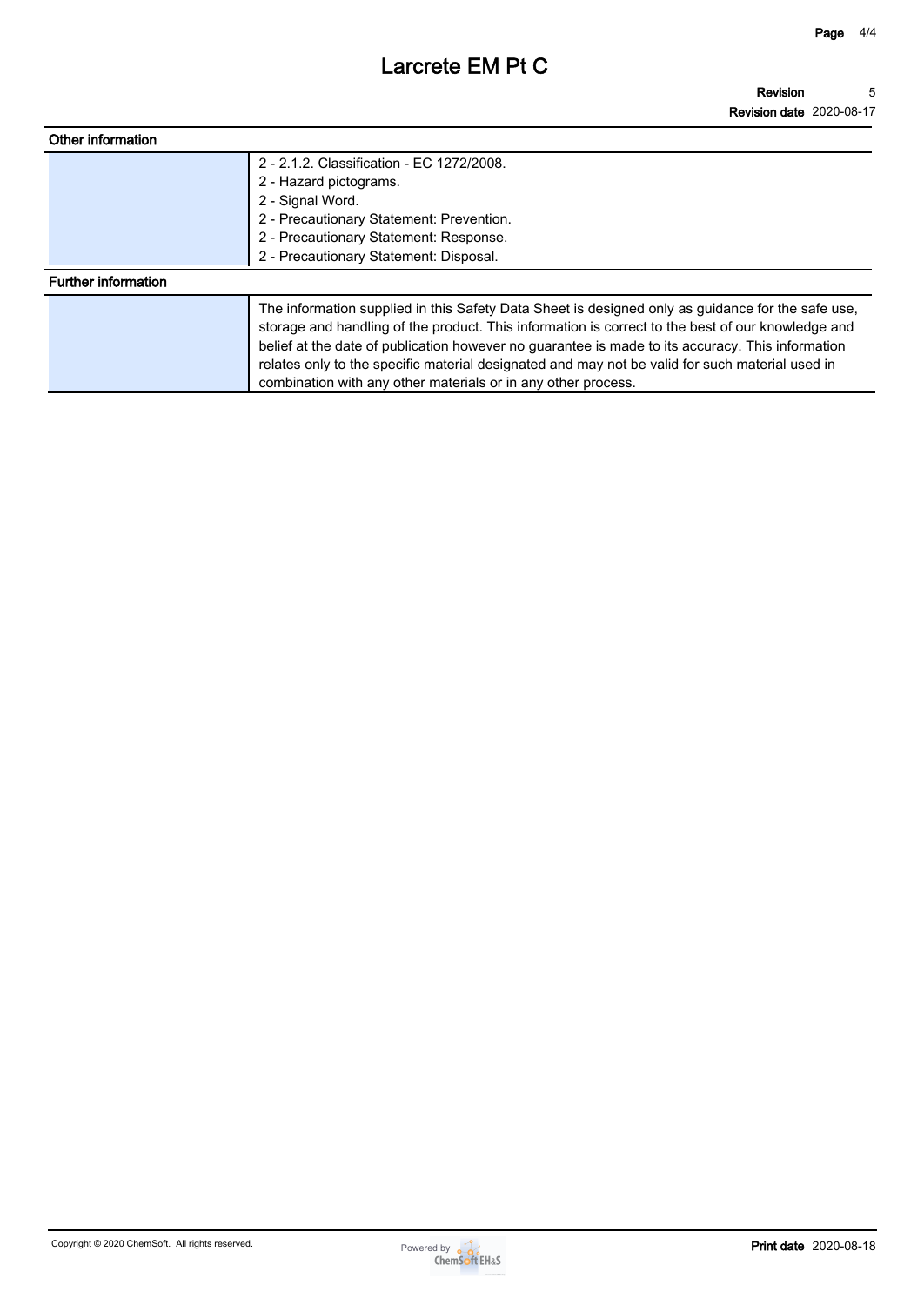## Other information

| | |
|---|---|
| | 2 - 2.1.2. Classification - EC 1272/2008.<br>2 - Hazard pictograms.<br>2 - Signal Word.<br>2 - Precautionary Statement: Prevention.<br>2 - Precautionary Statement: Response.<br>2 - Precautionary Statement: Disposal. |

## Further information

| | |
|---|---|
| | The information supplied in this Safety Data Sheet is designed only as guidance for the safe use, storage and handling of the product. This information is correct to the best of our knowledge and belief at the date of publication however no guarantee is made to its accuracy. This information relates only to the specific material designated and may not be valid for such material used in combination with any other materials or in any other process. |